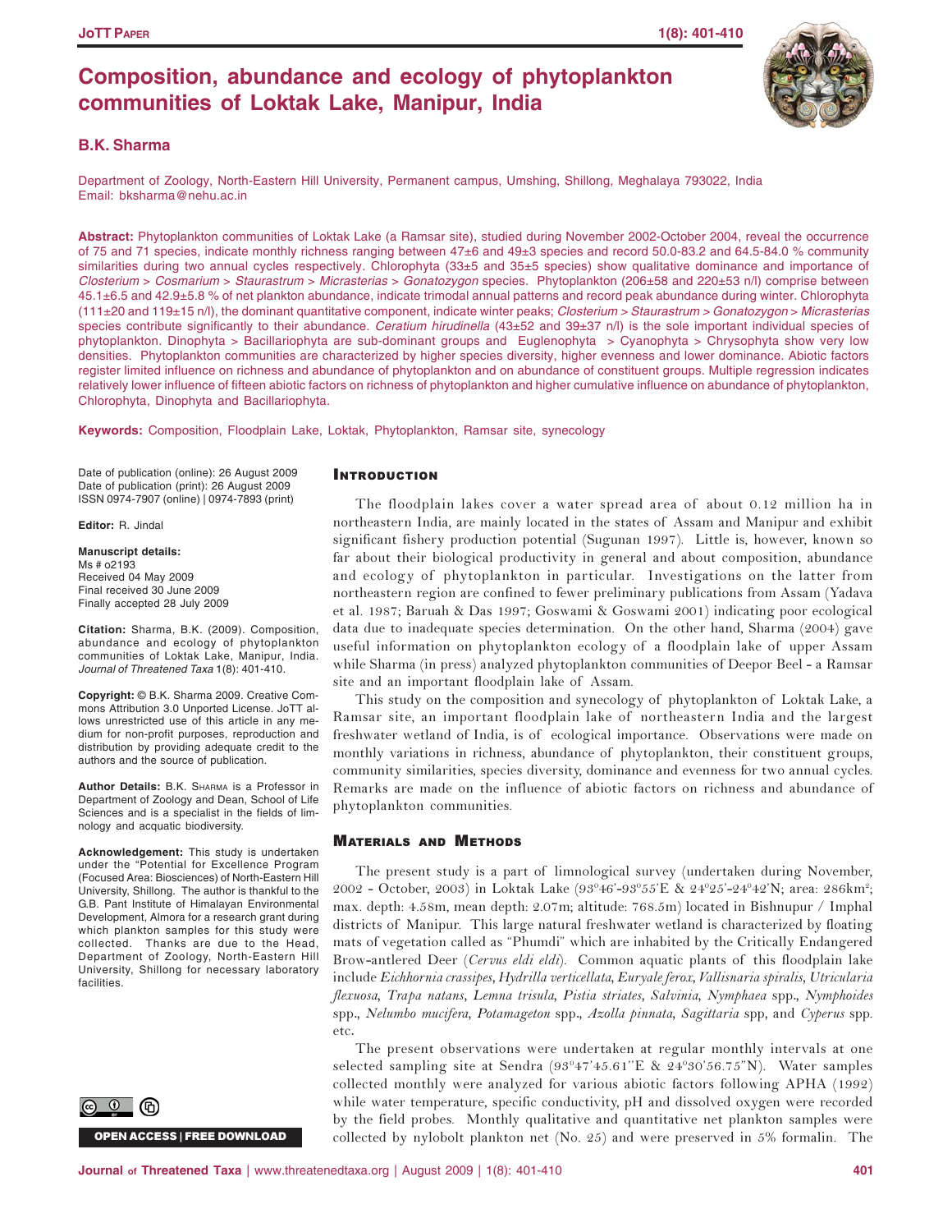# Composition, abundance and ecology of phytoplankton communities of Loktak Lake, Manipur, India

**B.K. Sharma**

Department of Zoology, North-Eastern Hill University, Permanent campus, Umshing, Shillong, Meghalaya 793022, India
Email: bksharma@nehu.ac.in

**Abstract:** Phytoplankton communities of Loktak Lake (a Ramsar site), studied during November 2002-October 2004, reveal the occurrence of 75 and 71 species, indicate monthly richness ranging between 47±6 and 49±3 species and record 50.0-83.2 and 64.5-84.0 % community similarities during two annual cycles respectively. Chlorophyta (33±5 and 35±5 species) show qualitative dominance and importance of *Closterium* > *Cosmarium* > *Staurastrum* > *Micrasterias* > *Gonatozygon* species. Phytoplankton (206±58 and 220±53 n/l) comprise between 45.1±6.5 and 42.9±5.8 % of net plankton abundance, indicate trimodal annual patterns and record peak abundance during winter. Chlorophyta (111±20 and 119±15 n/l), the dominant quantitative component, indicate winter peaks; *Closterium* > *Staurastrum* > *Gonatozygon* > *Micrasterias* species contribute significantly to their abundance. *Ceratium hirudinella* (43±52 and 39±37 n/l) is the sole important individual species of phytoplankton. Dinophyta > Bacillariophyta are sub-dominant groups and Euglenophyta > Cyanophyta > Chrysophyta show very low densities. Phytoplankton communities are characterized by higher species diversity, higher evenness and lower dominance. Abiotic factors register limited influence on richness and abundance of phytoplankton and on abundance of constituent groups. Multiple regression indicates relatively lower influence of fifteen abiotic factors on richness of phytoplankton and higher cumulative influence on abundance of phytoplankton, Chlorophyta, Dinophyta and Bacillariophyta.

**Keywords:** Composition, Floodplain Lake, Loktak, Phytoplankton, Ramsar site, synecology

Date of publication (online): 26 August 2009
Date of publication (print): 26 August 2009
ISSN 0974-7907 (online) | 0974-7893 (print)

**Editor:** R. Jindal

**Manuscript details:**
Ms # o2193
Received 04 May 2009
Final received 30 June 2009
Finally accepted 28 July 2009

**Citation:** Sharma, B.K. (2009). Composition, abundance and ecology of phytoplankton communities of Loktak Lake, Manipur, India. *Journal of Threatened Taxa* 1(8): 401-410.

**Copyright:** © B.K. Sharma 2009. Creative Commons Attribution 3.0 Unported License. JoTT allows unrestricted use of this article in any medium for non-profit purposes, reproduction and distribution by providing adequate credit to the authors and the source of publication.

**Author Details:** B.K. Sharma is a Professor in Department of Zoology and Dean, School of Life Sciences and is a specialist in the fields of limnology and acquatic biodiversity.

**Acknowledgement:** This study is undertaken under the "Potential for Excellence Program (Focused Area: Biosciences) of North-Eastern Hill University, Shillong. The author is thankful to the G.B. Pant Institute of Himalayan Environmental Development, Almora for a research grant during which plankton samples for this study were collected. Thanks are due to the Head, Department of Zoology, North-Eastern Hill University, Shillong for necessary laboratory facilities.

OPEN ACCESS | FREE DOWNLOAD

## Introduction

The floodplain lakes cover a water spread area of about 0.12 million ha in northeastern India, are mainly located in the states of Assam and Manipur and exhibit significant fishery production potential (Sugunan 1997). Little is, however, known so far about their biological productivity in general and about composition, abundance and ecology of phytoplankton in particular. Investigations on the latter from northeastern region are confined to fewer preliminary publications from Assam (Yadava et al. 1987; Baruah & Das 1997; Goswami & Goswami 2001) indicating poor ecological data due to inadequate species determination. On the other hand, Sharma (2004) gave useful information on phytoplankton ecology of a floodplain lake of upper Assam while Sharma (in press) analyzed phytoplankton communities of Deepor Beel - a Ramsar site and an important floodplain lake of Assam.

This study on the composition and synecology of phytoplankton of Loktak Lake, a Ramsar site, an important floodplain lake of northeastern India and the largest freshwater wetland of India, is of ecological importance. Observations were made on monthly variations in richness, abundance of phytoplankton, their constituent groups, community similarities, species diversity, dominance and evenness for two annual cycles. Remarks are made on the influence of abiotic factors on richness and abundance of phytoplankton communities.

## Materials and Methods

The present study is a part of limnological survey (undertaken during November, 2002 - October, 2003) in Loktak Lake (93°46'-93°55'E & 24°25'-24°42'N; area: 286km²; max. depth: 4.58m, mean depth: 2.07m; altitude: 768.5m) located in Bishnupur / Imphal districts of Manipur. This large natural freshwater wetland is characterized by floating mats of vegetation called as "Phumdi" which are inhabited by the Critically Endangered Brow-antlered Deer (*Cervus eldi eldi*). Common aquatic plants of this floodplain lake include *Eichhornia crassipes*, *Hydrilla verticellata*, *Euryale ferox*, *Vallisnaria spiralis*, *Utricularia flexuosa*, *Trapa natans*, *Lemna trisula*, *Pistia striates*, *Salvinia*, *Nymphaea* spp., *Nymphoides* spp., *Nelumbo mucifera*, *Potamageton* spp., *Azolla pinnata*, *Sagittaria* spp, and *Cyperus* spp. etc.

The present observations were undertaken at regular monthly intervals at one selected sampling site at Sendra (93°47'45.61"E & 24°30'56.75"N). Water samples collected monthly were analyzed for various abiotic factors following APHA (1992) while water temperature, specific conductivity, pH and dissolved oxygen were recorded by the field probes. Monthly qualitative and quantitative net plankton samples were collected by nylobolt plankton net (No. 25) and were preserved in 5% formalin. The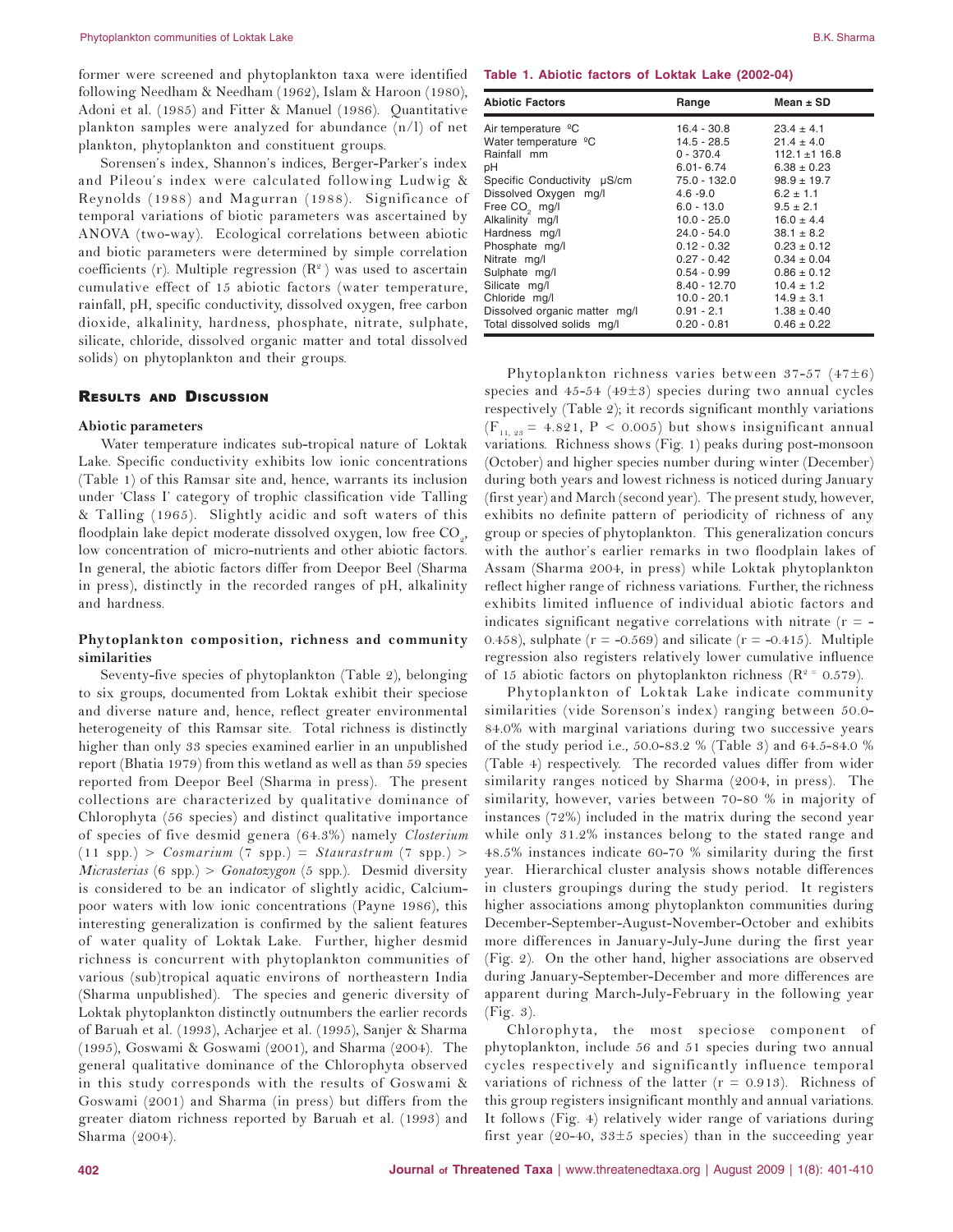former were screened and phytoplankton taxa were identified following Needham & Needham (1962), Islam & Haroon (1980), Adoni et al. (1985) and Fitter & Manuel (1986). Quantitative plankton samples were analyzed for abundance (n/l) of net plankton, phytoplankton and constituent groups.

Sorensen's index, Shannon's indices, Berger-Parker's index and Pileou's index were calculated following Ludwig & Reynolds (1988) and Magurran (1988). Significance of temporal variations of biotic parameters was ascertained by ANOVA (two-way). Ecological correlations between abiotic and biotic parameters were determined by simple correlation coefficients (r). Multiple regression ($R^2$) was used to ascertain cumulative effect of 15 abiotic factors (water temperature, rainfall, pH, specific conductivity, dissolved oxygen, free carbon dioxide, alkalinity, hardness, phosphate, nitrate, sulphate, silicate, chloride, dissolved organic matter and total dissolved solids) on phytoplankton and their groups.

## Results and Discussion

### Abiotic parameters

Water temperature indicates sub-tropical nature of Loktak Lake. Specific conductivity exhibits low ionic concentrations (Table 1) of this Ramsar site and, hence, warrants its inclusion under 'Class I' category of trophic classification vide Talling & Talling (1965). Slightly acidic and soft waters of this floodplain lake depict moderate dissolved oxygen, low free $CO_2$, low concentration of micro-nutrients and other abiotic factors. In general, the abiotic factors differ from Deepor Beel (Sharma in press), distinctly in the recorded ranges of pH, alkalinity and hardness.

### Phytoplankton composition, richness and community similarities

Seventy-five species of phytoplankton (Table 2), belonging to six groups, documented from Loktak exhibit their speciose and diverse nature and, hence, reflect greater environmental heterogeneity of this Ramsar site. Total richness is distinctly higher than only 33 species examined earlier in an unpublished report (Bhatia 1979) from this wetland as well as than 59 species reported from Deepor Beel (Sharma in press). The present collections are characterized by qualitative dominance of Chlorophyta (56 species) and distinct qualitative importance of species of five desmid genera (64.3%) namely *Closterium* (11 spp.) > *Cosmarium* (7 spp.) = *Staurastrum* (7 spp.) > *Micrasterias* (6 spp.) > *Gonatozygon* (5 spp.). Desmid diversity is considered to be an indicator of slightly acidic, Calcium-poor waters with low ionic concentrations (Payne 1986), this interesting generalization is confirmed by the salient features of water quality of Loktak Lake. Further, higher desmid richness is concurrent with phytoplankton communities of various (sub)tropical aquatic environs of northeastern India (Sharma unpublished). The species and generic diversity of Loktak phytoplankton distinctly outnumbers the earlier records of Baruah et al. (1993), Acharjee et al. (1995), Sanjer & Sharma (1995), Goswami & Goswami (2001), and Sharma (2004). The general qualitative dominance of the Chlorophyta observed in this study corresponds with the results of Goswami & Goswami (2001) and Sharma (in press) but differs from the greater diatom richness reported by Baruah et al. (1993) and Sharma (2004).

**Table 1. Abiotic factors of Loktak Lake (2002-04)**

| Abiotic Factors | Range | Mean ± SD |
|---|---|---|
| Air temperature ºC | 16.4 - 30.8 | 23.4 ± 4.1 |
| Water temperature ºC | 14.5 - 28.5 | 21.4 ± 4.0 |
| Rainfall mm | 0 - 370.4 | 112.1 ±1 16.8 |
| pH | 6.01- 6.74 | 6.38 ± 0.23 |
| Specific Conductivity µS/cm | 75.0 - 132.0 | 98.9 ± 19.7 |
| Dissolved Oxygen mg/l | 4.6 -9.0 | 6.2 ± 1.1 |
| Free $CO_2$ mg/l | 6.0 - 13.0 | 9.5 ± 2.1 |
| Alkalinity mg/l | 10.0 - 25.0 | 16.0 ± 4.4 |
| Hardness mg/l | 24.0 - 54.0 | 38.1 ± 8.2 |
| Phosphate mg/l | 0.12 - 0.32 | 0.23 ± 0.12 |
| Nitrate mg/l | 0.27 - 0.42 | 0.34 ± 0.04 |
| Sulphate mg/l | 0.54 - 0.99 | 0.86 ± 0.12 |
| Silicate mg/l | 8.40 - 12.70 | 10.4 ± 1.2 |
| Chloride mg/l | 10.0 - 20.1 | 14.9 ± 3.1 |
| Dissolved organic matter mg/l | 0.91 - 2.1 | 1.38 ± 0.40 |
| Total dissolved solids mg/l | 0.20 - 0.81 | 0.46 ± 0.22 |

Phytoplankton richness varies between 37-57 (47±6) species and 45-54 (49±3) species during two annual cycles respectively (Table 2); it records significant monthly variations ($F_{11, 23} = 4.821$, $P < 0.005$) but shows insignificant annual variations. Richness shows (Fig. 1) peaks during post-monsoon (October) and higher species number during winter (December) during both years and lowest richness is noticed during January (first year) and March (second year). The present study, however, exhibits no definite pattern of periodicity of richness of any group or species of phytoplankton. This generalization concurs with the author's earlier remarks in two floodplain lakes of Assam (Sharma 2004, in press) while Loktak phytoplankton reflect higher range of richness variations. Further, the richness exhibits limited influence of individual abiotic factors and indicates significant negative correlations with nitrate ($r = -0.458$), sulphate ($r = -0.569$) and silicate ($r = -0.415$). Multiple regression also registers relatively lower cumulative influence of 15 abiotic factors on phytoplankton richness ($R^2 = 0.579$).

Phytoplankton of Loktak Lake indicate community similarities (vide Sorenson's index) ranging between 50.0-84.0% with marginal variations during two successive years of the study period i.e., 50.0-83.2 % (Table 3) and 64.5-84.0 % (Table 4) respectively. The recorded values differ from wider similarity ranges noticed by Sharma (2004, in press). The similarity, however, varies between 70-80 % in majority of instances (72%) included in the matrix during the second year while only 31.2% instances belong to the stated range and 48.5% instances indicate 60-70 % similarity during the first year. Hierarchical cluster analysis shows notable differences in clusters groupings during the study period. It registers higher associations among phytoplankton communities during December-September-August-November-October and exhibits more differences in January-July-June during the first year (Fig. 2). On the other hand, higher associations are observed during January-September-December and more differences are apparent during March-July-February in the following year (Fig. 3).

Chlorophyta, the most speciose component of phytoplankton, include 56 and 51 species during two annual cycles respectively and significantly influence temporal variations of richness of the latter ($r = 0.913$). Richness of this group registers insignificant monthly and annual variations. It follows (Fig. 4) relatively wider range of variations during first year (20-40, 33±5 species) than in the succeeding year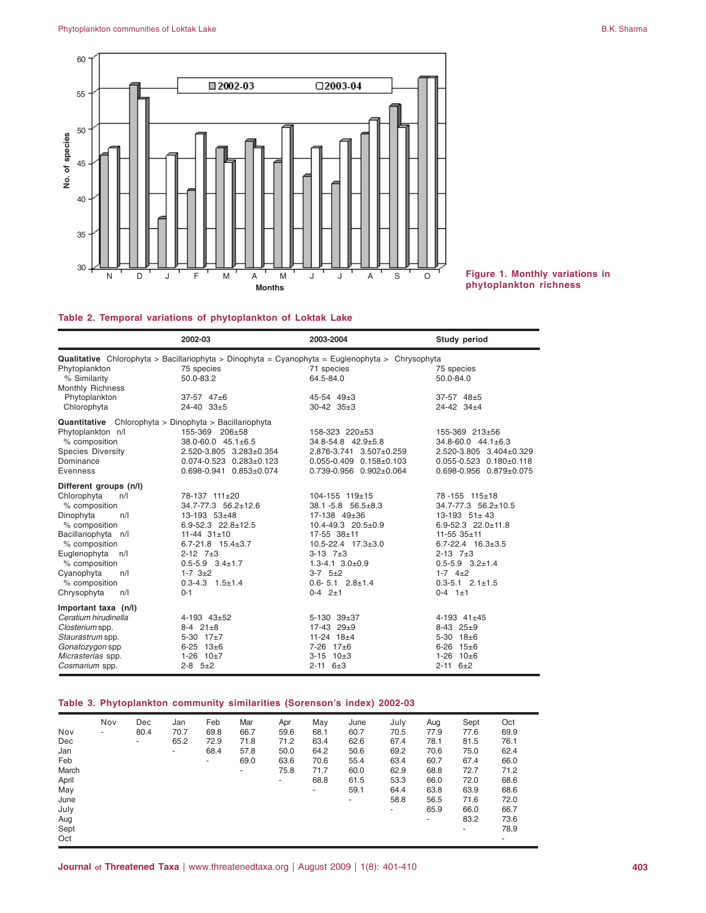Figure 1. Monthly variations in phytoplankton richness

**Table 2. Temporal variations of phytoplankton of Loktak Lake**

| | 2002-03 | 2003-2004 | Study period |
|---|---|---|---|
| **Qualitative** Chlorophyta > Bacillariophyta > Dinophyta = Cyanophyta = Euglenophyta > Chrysophyta | | | |
| Phytoplankton | 75 species | 71 species | 75 species |
| % Similarity | 50.0-83.2 | 64.5-84.0 | 50.0-84.0 |
| Monthly Richness | | | |
| Phytoplankton | 37-57 47±6 | 45-54 49±3 | 37-57 48±5 |
| Chlorophyta | 24-40 33±5 | 30-42 35±3 | 24-42 34±4 |
| **Quantitative** Chlorophyta > Dinophyta > Bacillariophyta | | | |
| Phytoplankton n/l | 155-369 206±58 | 158-323 220±53 | 155-369 213±56 |
| % composition | 38.0-60.0 45.1±6.5 | 34.8-54.8 42.9±5.8 | 34.8-60.0 44.1±6.3 |
| Species Diversity | 2.520-3.805 3.283±0.354 | 2.876-3.741 3.507±0.259 | 2.520-3.805 3.404±0.329 |
| Dominance | 0.074-0.523 0.283±0.123 | 0.055-0.409 0.158±0.103 | 0.055-0.523 0.180±0.118 |
| Evenness | 0.698-0.941 0.853±0.074 | 0.739-0.956 0.902±0.064 | 0.698-0.956 0.879±0.075 |
| **Different groups (n/l)** | | | |
| Chlorophyta n/l | 78-137 111±20 | 104-155 119±15 | 78 -155 115±18 |
| % composition | 34.7-77.3 56.2±12.6 | 38.1 -5.8 56.5±8.3 | 34.7-77.3 56.2±10.5 |
| Dinophyta n/l | 13-193 53±48 | 17-138 49±36 | 13-193 51± 43 |
| % composition | 6.9-52.3 22.8±12.5 | 10.4-49.3 20.5±0.9 | 6.9-52.3 22.0±11.8 |
| Bacillariophyta n/l | 11-44 31±10 | 17-55 38±11 | 11-55 35±11 |
| % composition | 6.7-21.8 15.4±3.7 | 10.5-22.4 17.3±3.0 | 6.7-22.4 16.3±3.5 |
| Euglenophyta n/l | 2-12 7±3 | 3-13 7±3 | 2-13 7±3 |
| % composition | 0.5-5.9 3.4±1.7 | 1.3-4.1 3.0±0.9 | 0.5-5.9 3.2±1.4 |
| Cyanophyta n/l | 1-7 3±2 | 3-7 5±2 | 1-7 4±2 |
| % composition | 0.3-4.3 1.5±1.4 | 0.6- 5.1 2.8±1.4 | 0.3-5.1 2.1±1.5 |
| Chrysophyta n/l | 0-1 | 0-4 2±1 | 0-4 1±1 |
| **Important taxa (n/l)** | | | |
| *Ceratium hirudinella* | 4-193 43±52 | 5-130 39±37 | 4-193 41±45 |
| *Closterium* spp. | 8-4 21±8 | 17-43 29±9 | 8-43 25±9 |
| *Staurastrum* spp. | 5-30 17±7 | 11-24 18±4 | 5-30 18±6 |
| *Gonatozygon* spp | 6-25 13±6 | 7-26 17±6 | 6-26 15±6 |
| *Micrasterias* spp. | 1-26 10±7 | 3-15 10±3 | 1-26 10±6 |
| *Cosmarium* spp. | 2-8 5±2 | 2-11 6±3 | 2-11 6±2 |

**Table 3. Phytoplankton community similarities (Sorenson's index) 2002-03**

| | Nov | Dec | Jan | Feb | Mar | Apr | May | June | July | Aug | Sept | Oct |
|---|---|---|---|---|---|---|---|---|---|---|---|---|
| Nov | - | 80.4 | 70.7 | 69.8 | 66.7 | 59.6 | 68.1 | 60.7 | 70.5 | 77.9 | 77.6 | 69.9 |
| Dec | | - | 65.2 | 72.9 | 71.8 | 71.2 | 63.4 | 62.6 | 67.4 | 78.1 | 81.5 | 76.1 |
| Jan | | | - | 68.4 | 57.8 | 50.0 | 64.2 | 50.6 | 69.2 | 70.6 | 75.0 | 62.4 |
| Feb | | | | - | 69.0 | 63.6 | 70.6 | 55.4 | 63.4 | 60.7 | 67.4 | 66.0 |
| March | | | | | - | 75.8 | 71.7 | 60.0 | 62.9 | 68.8 | 72.7 | 71.2 |
| April | | | | | | - | 68.8 | 61.5 | 53.3 | 66.0 | 72.0 | 68.6 |
| May | | | | | | | - | 59.1 | 64.4 | 63.8 | 63.9 | 68.6 |
| June | | | | | | | | - | 58.8 | 56.5 | 71.6 | 72.0 |
| July | | | | | | | | | - | 65.9 | 66.0 | 66.7 |
| Aug | | | | | | | | | | - | 83.2 | 73.6 |
| Sept | | | | | | | | | | | - | 78.9 |
| Oct | | | | | | | | | | | | - |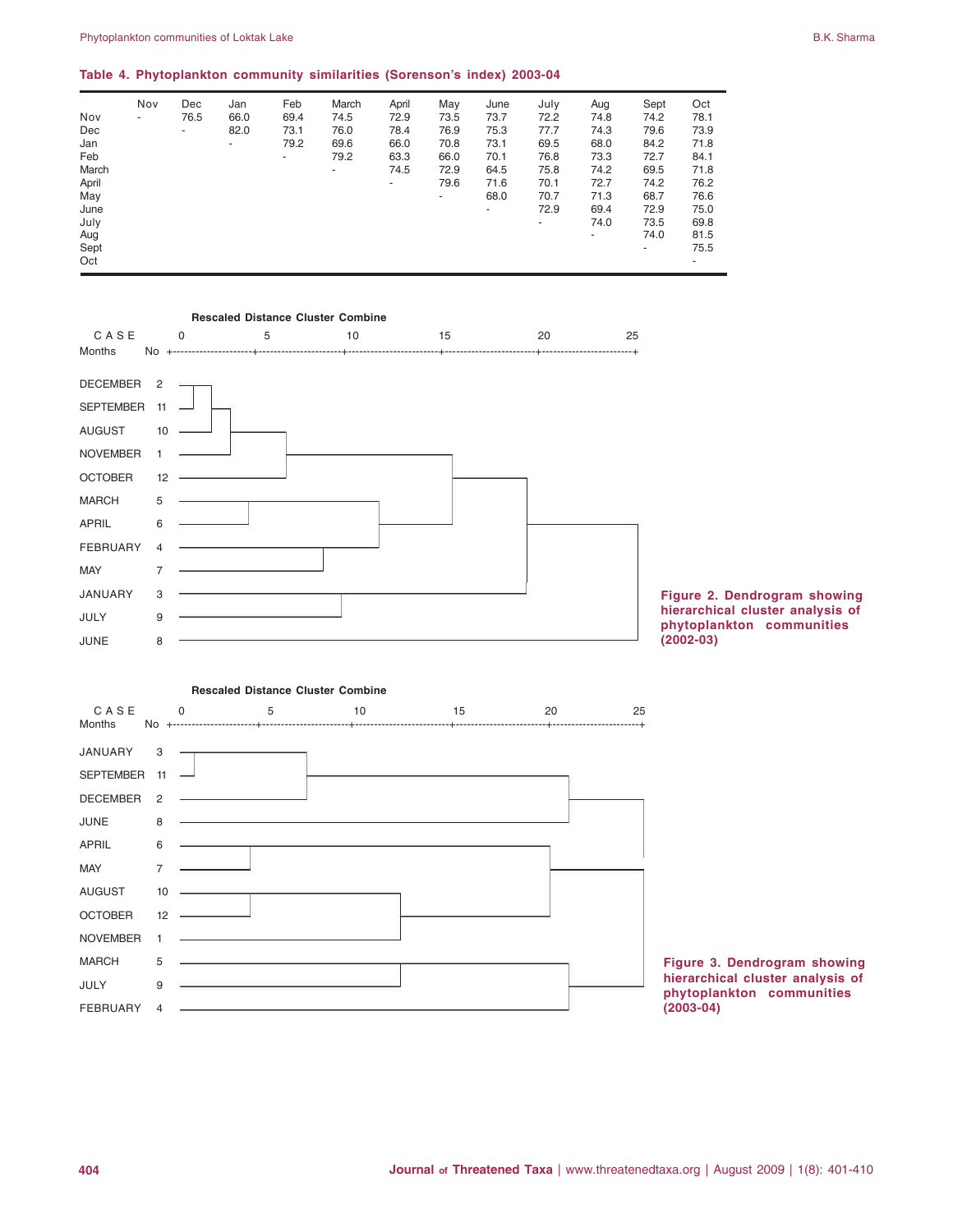**Table 4. Phytoplankton community similarities (Sorenson's index) 2003-04**

| | Nov | Dec | Jan | Feb | March | April | May | June | July | Aug | Sept | Oct |
|---|---|---|---|---|---|---|---|---|---|---|---|---|
| Nov | - | 76.5 | 66.0 | 69.4 | 74.5 | 72.9 | 73.5 | 73.7 | 72.2 | 74.8 | 74.2 | 78.1 |
| Dec | | - | 82.0 | 73.1 | 76.0 | 78.4 | 76.9 | 75.3 | 77.7 | 74.3 | 79.6 | 73.9 |
| Jan | | | - | 79.2 | 69.6 | 66.0 | 70.8 | 73.1 | 69.5 | 68.0 | 84.2 | 71.8 |
| Feb | | | | - | 79.2 | 63.3 | 66.0 | 70.1 | 76.8 | 73.3 | 72.7 | 84.1 |
| March | | | | | - | 74.5 | 72.9 | 64.5 | 75.8 | 74.2 | 69.5 | 71.8 |
| April | | | | | | - | 79.6 | 71.6 | 70.1 | 72.7 | 74.2 | 76.2 |
| May | | | | | | | - | 68.0 | 70.7 | 71.3 | 68.7 | 76.6 |
| June | | | | | | | | - | 72.9 | 69.4 | 72.9 | 75.0 |
| July | | | | | | | | | - | 74.0 | 73.5 | 69.8 |
| Aug | | | | | | | | | | - | 74.0 | 81.5 |
| Sept | | | | | | | | | | | - | 75.5 |
| Oct | | | | | | | | | | | | - |

Figure 2. Dendrogram showing hierarchical cluster analysis of phytoplankton communities (2002-03)

Figure 3. Dendrogram showing hierarchical cluster analysis of phytoplankton communities (2003-04)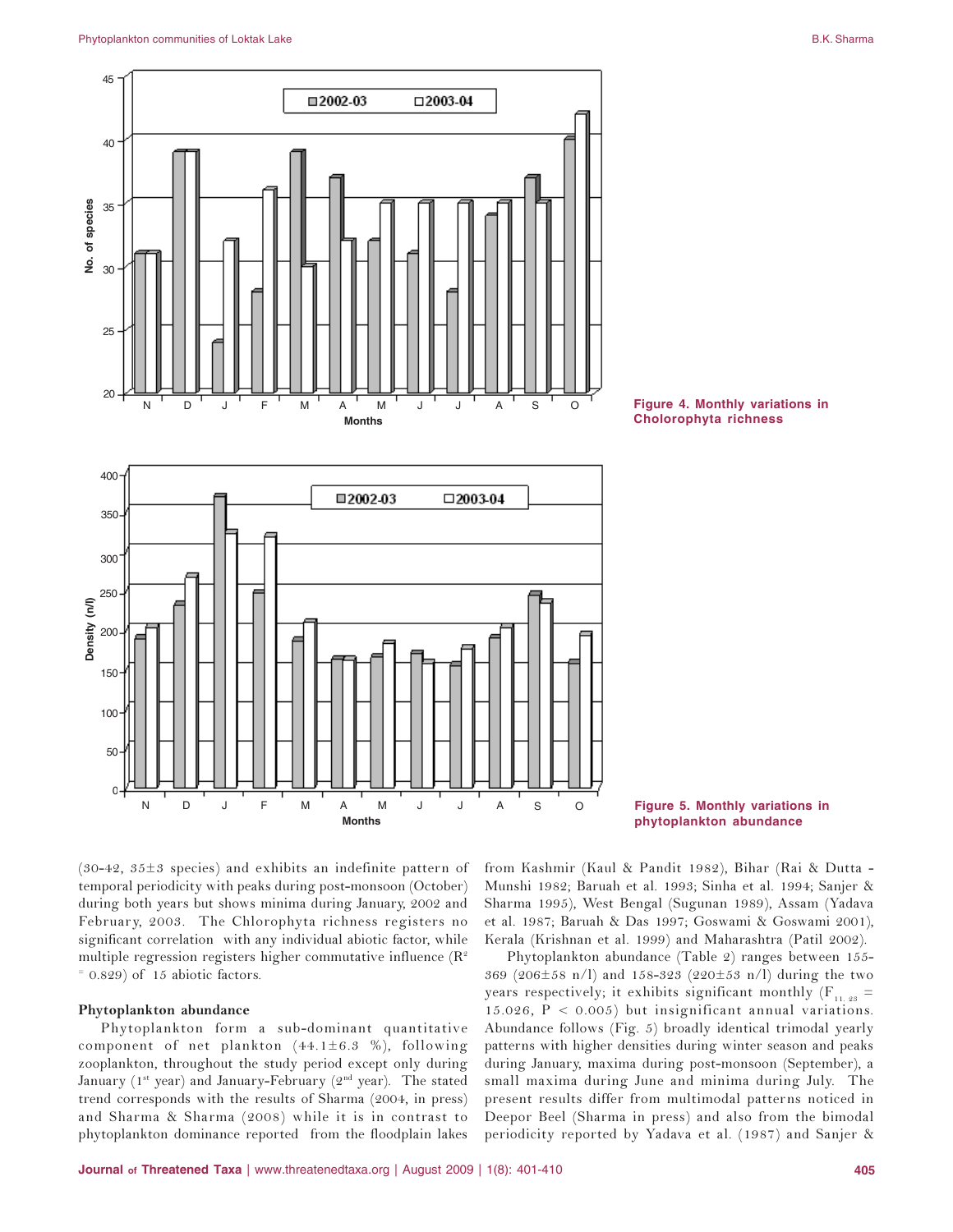Figure 4. Monthly variations in Cholorophyta richness

Figure 5. Monthly variations in phytoplankton abundance

(30-42, 35±3 species) and exhibits an indefinite pattern of temporal periodicity with peaks during post-monsoon (October) during both years but shows minima during January, 2002 and February, 2003. The Chlorophyta richness registers no significant correlation with any individual abiotic factor, while multiple regression registers higher commutative influence ($R^2$ = 0.829) of 15 abiotic factors.

### Phytoplankton abundance

Phytoplankton form a sub-dominant quantitative component of net plankton (44.1±6.3 %), following zooplankton, throughout the study period except only during January (1st year) and January-February (2nd year). The stated trend corresponds with the results of Sharma (2004, in press) and Sharma & Sharma (2008) while it is in contrast to phytoplankton dominance reported from the floodplain lakes from Kashmir (Kaul & Pandit 1982), Bihar (Rai & Dutta - Munshi 1982; Baruah et al. 1993; Sinha et al. 1994; Sanjer & Sharma 1995), West Bengal (Sugunan 1989), Assam (Yadava et al. 1987; Baruah & Das 1997; Goswami & Goswami 2001), Kerala (Krishnan et al. 1999) and Maharashtra (Patil 2002).

Phytoplankton abundance (Table 2) ranges between 155-369 (206±58 n/l) and 158-323 (220±53 n/l) during the two years respectively; it exhibits significant monthly ($F_{11, 23}$ = 15.026, $P < 0.005$) but insignificant annual variations. Abundance follows (Fig. 5) broadly identical trimodal yearly patterns with higher densities during winter season and peaks during January, maxima during post-monsoon (September), a small maxima during June and minima during July. The present results differ from multimodal patterns noticed in Deepor Beel (Sharma in press) and also from the bimodal periodicity reported by Yadava et al. (1987) and Sanjer &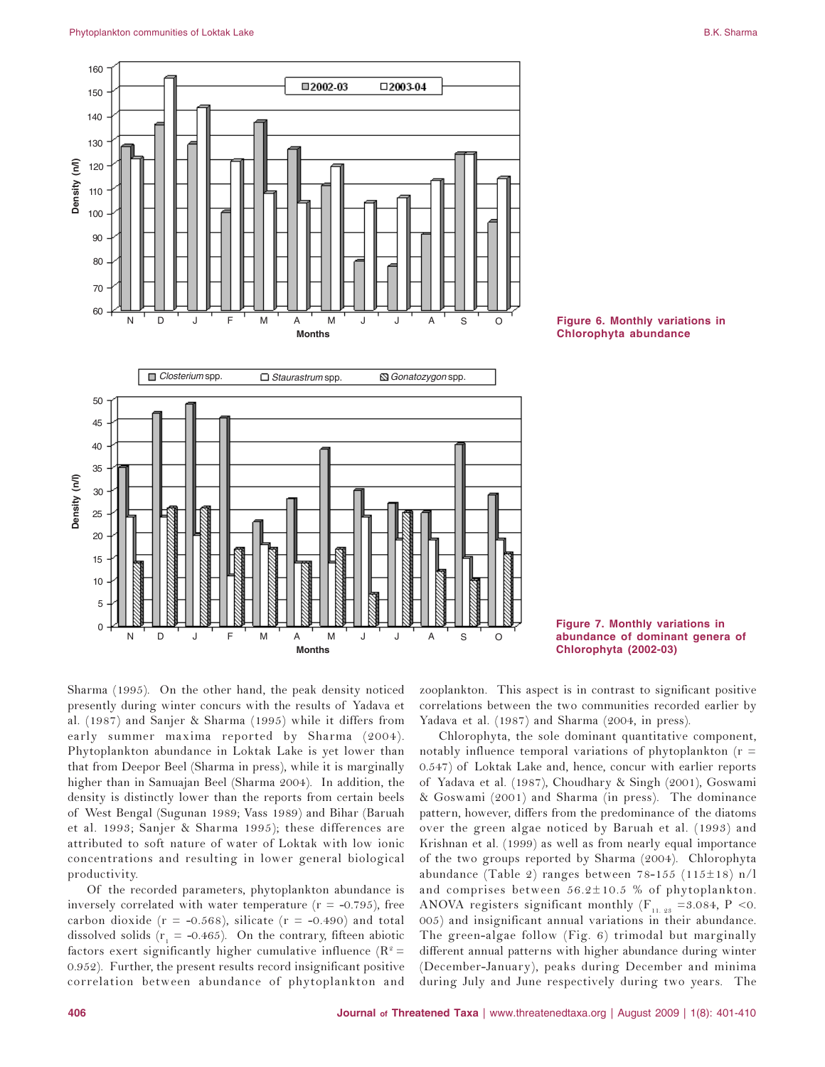Figure 6. Monthly variations in Chlorophyta abundance

Figure 7. Monthly variations in abundance of dominant genera of Chlorophyta (2002-03)

Sharma (1995). On the other hand, the peak density noticed presently during winter concurs with the results of Yadava et al. (1987) and Sanjer & Sharma (1995) while it differs from early summer maxima reported by Sharma (2004). Phytoplankton abundance in Loktak Lake is yet lower than that from Deepor Beel (Sharma in press), while it is marginally higher than in Samuajan Beel (Sharma 2004). In addition, the density is distinctly lower than the reports from certain beels of West Bengal (Sugunan 1989; Vass 1989) and Bihar (Baruah et al. 1993; Sanjer & Sharma 1995); these differences are attributed to soft nature of water of Loktak with low ionic concentrations and resulting in lower general biological productivity.

Of the recorded parameters, phytoplankton abundance is inversely correlated with water temperature (r = -0.795), free carbon dioxide (r = -0.568), silicate (r = -0.490) and total dissolved solids ($r_1$ = -0.465). On the contrary, fifteen abiotic factors exert significantly higher cumulative influence ($R^2$ = 0.952). Further, the present results record insignificant positive correlation between abundance of phytoplankton and zooplankton. This aspect is in contrast to significant positive correlations between the two communities recorded earlier by Yadava et al. (1987) and Sharma (2004, in press).

Chlorophyta, the sole dominant quantitative component, notably influence temporal variations of phytoplankton (r = 0.547) of Loktak Lake and, hence, concur with earlier reports of Yadava et al. (1987), Choudhary & Singh (2001), Goswami & Goswami (2001) and Sharma (in press). The dominance pattern, however, differs from the predominance of the diatoms over the green algae noticed by Baruah et al. (1993) and Krishnan et al. (1999) as well as from nearly equal importance of the two groups reported by Sharma (2004). Chlorophyta abundance (Table 2) ranges between 78-155 (115±18) n/l and comprises between 56.2±10.5 % of phytoplankton. ANOVA registers significant monthly ($F_{11, 23}$ =3.084, P <0.005) and insignificant annual variations in their abundance. The green-algae follow (Fig. 6) trimodal but marginally different annual patterns with higher abundance during winter (December-January), peaks during December and minima during July and June respectively during two years. The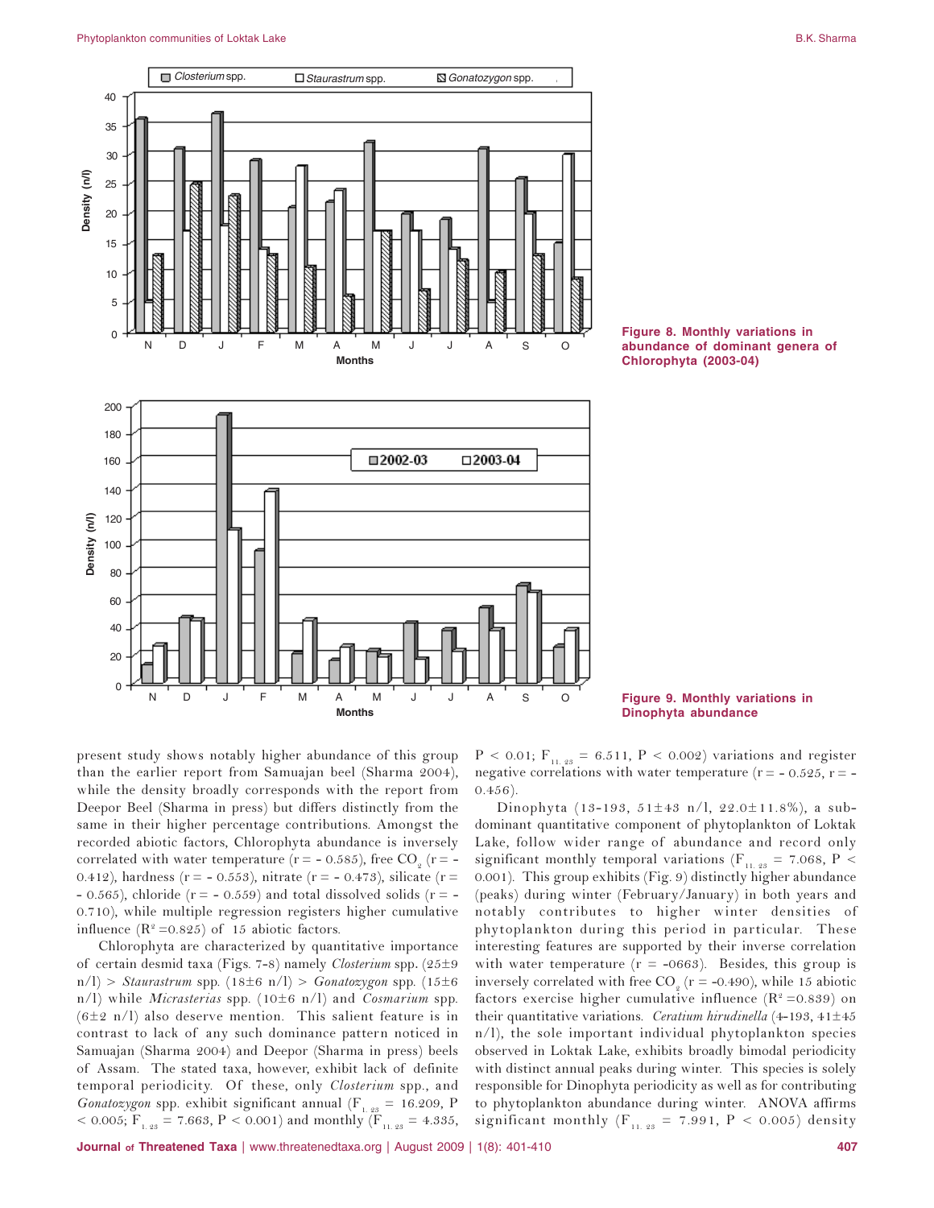Figure 8. Monthly variations in abundance of dominant genera of Chlorophyta (2003-04)

Figure 9. Monthly variations in Dinophyta abundance

present study shows notably higher abundance of this group than the earlier report from Samuajan beel (Sharma 2004), while the density broadly corresponds with the report from Deepor Beel (Sharma in press) but differs distinctly from the same in their higher percentage contributions. Amongst the recorded abiotic factors, Chlorophyta abundance is inversely correlated with water temperature (r = - 0.585), free $CO_2$ (r = - 0.412), hardness (r = - 0.553), nitrate (r = - 0.473), silicate (r = - 0.565), chloride (r = - 0.559) and total dissolved solids (r = - 0.710), while multiple regression registers higher cumulative influence ($R^2$ =0.825) of 15 abiotic factors.

Chlorophyta are characterized by quantitative importance of certain desmid taxa (Figs. 7-8) namely *Closterium* spp. (25±9 n/l) > *Staurastrum* spp. (18±6 n/l) > *Gonatozygon* spp. (15±6 n/l) while *Micrasterias* spp. (10±6 n/l) and *Cosmarium* spp. (6±2 n/l) also deserve mention. This salient feature is in contrast to lack of any such dominance pattern noticed in Samuajan (Sharma 2004) and Deepor (Sharma in press) beels of Assam. The stated taxa, however, exhibit lack of definite temporal periodicity. Of these, only *Closterium* spp., and *Gonatozygon* spp. exhibit significant annual ($F_{1, 23}$ = 16.209, P < 0.005; $F_{1, 23}$ = 7.663, P < 0.001) and monthly ($F_{11, 23}$ = 4.335, P < 0.01; $F_{11, 23}$ = 6.511, P < 0.002) variations and register negative correlations with water temperature (r = - 0.525, r = - 0.456).

Dinophyta (13-193, 51±43 n/l, 22.0±11.8%), a sub-dominant quantitative component of phytoplankton of Loktak Lake, follow wider range of abundance and record only significant monthly temporal variations ($F_{11, 23}$ = 7.068, P < 0.001). This group exhibits (Fig. 9) distinctly higher abundance (peaks) during winter (February/January) in both years and notably contributes to higher winter densities of phytoplankton during this period in particular. These interesting features are supported by their inverse correlation with water temperature (r = -0663). Besides, this group is inversely correlated with free $CO_2$ (r = -0.490), while 15 abiotic factors exercise higher cumulative influence ($R^2$ =0.839) on their quantitative variations. *Ceratium hirudinella* (4-193, 41±45 n/l), the sole important individual phytoplankton species observed in Loktak Lake, exhibits broadly bimodal periodicity with distinct annual peaks during winter. This species is solely responsible for Dinophyta periodicity as well as for contributing to phytoplankton abundance during winter. ANOVA affirms significant monthly ($F_{11, 23}$ = 7.991, P < 0.005) density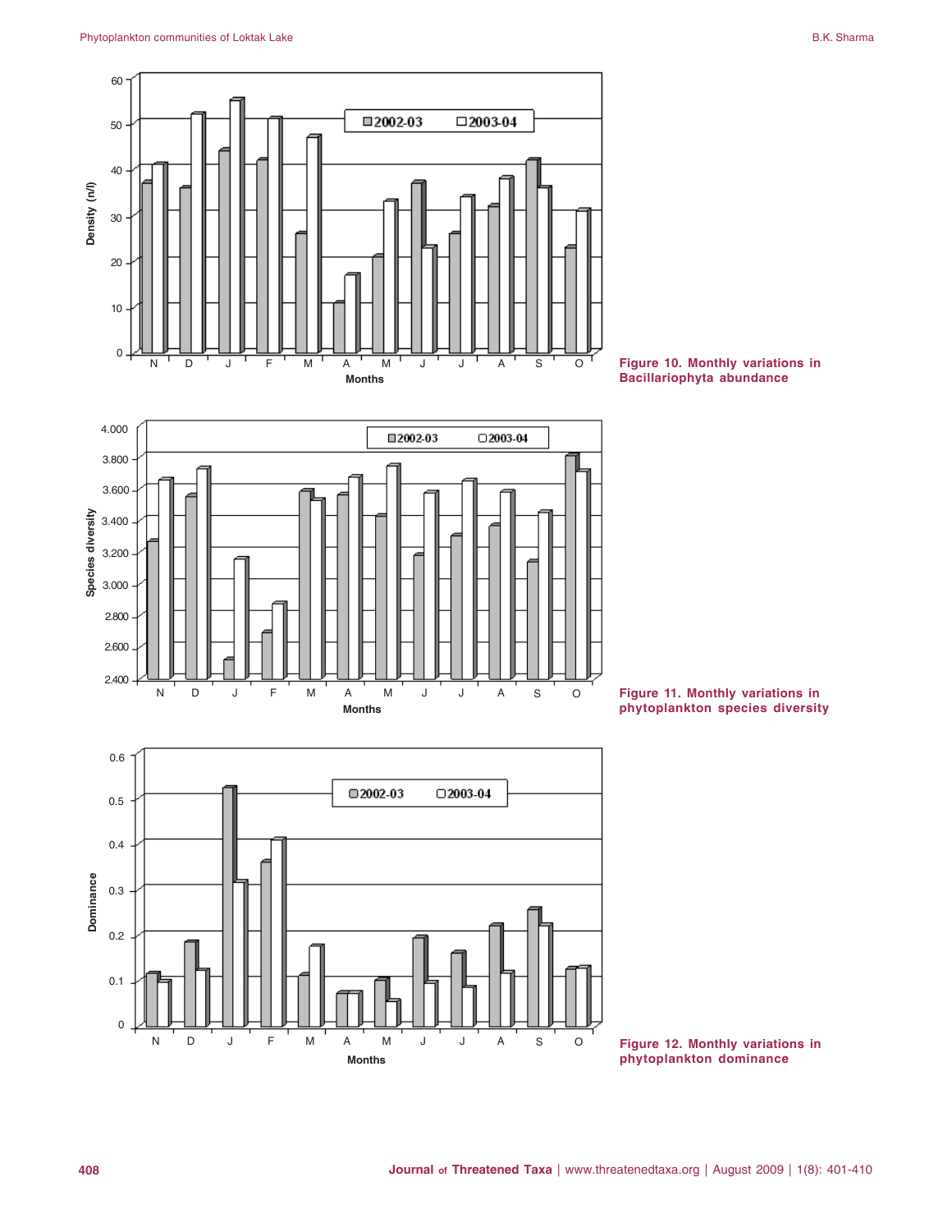Figure 10. Monthly variations in Bacillariophyta abundance

Figure 11. Monthly variations in phytoplankton species diversity

Figure 12. Monthly variations in phytoplankton dominance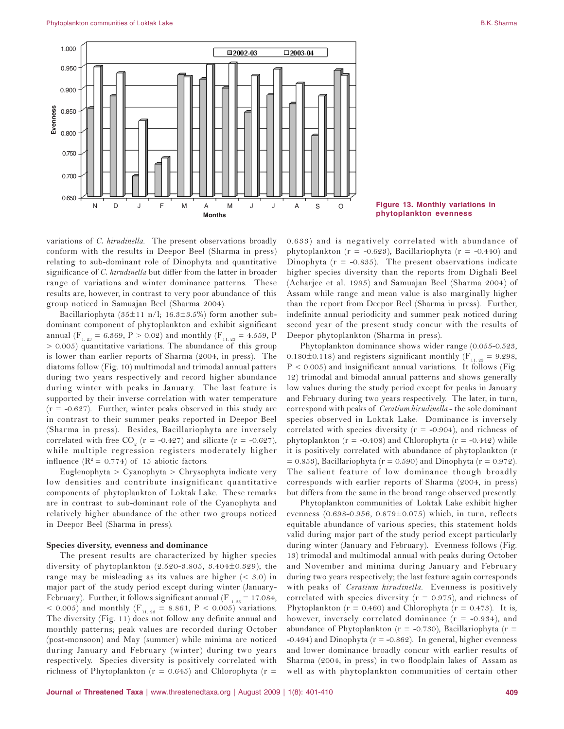Figure 13. Monthly variations in phytoplankton evenness

variations of *C. hirudinella*. The present observations broadly conform with the results in Deepor Beel (Sharma in press) relating to sub-dominant role of Dinophyta and quantitative significance of *C. hirudinella* but differ from the latter in broader range of variations and winter dominance patterns. These results are, however, in contrast to very poor abundance of this group noticed in Samuajan Beel (Sharma 2004).

Bacillariophyta (35±11 n/l; 16.3±3.5%) form another sub-dominant component of phytoplankton and exhibit significant annual ($F_{1, 23}$ = 6.369, P > 0.02) and monthly ($F_{11, 23}$ = 4.559, P > 0.005) quantitative variations. The abundance of this group is lower than earlier reports of Sharma (2004, in press). The diatoms follow (Fig. 10) multimodal and trimodal annual patters during two years respectively and record higher abundance during winter with peaks in January. The last feature is supported by their inverse correlation with water temperature (r = -0.627). Further, winter peaks observed in this study are in contrast to their summer peaks reported in Deepor Beel (Sharma in press). Besides, Bacillariophyta are inversely correlated with free $CO_2$ (r = -0.427) and silicate (r = -0.627), while multiple regression registers moderately higher influence ($R^2$ = 0.774) of 15 abiotic factors.

Euglenophyta > Cyanophyta > Chrysophyta indicate very low densities and contribute insignificant quantitative components of phytoplankton of Loktak Lake. These remarks are in contrast to sub-dominant role of the Cyanophyta and relatively higher abundance of the other two groups noticed in Deepor Beel (Sharma in press).

**Species diversity, evenness and dominance**

The present results are characterized by higher species diversity of phytoplankton (2.520-3.805, 3.404±0.329); the range may be misleading as its values are higher (< 3.0) in major part of the study period except during winter (January-February). Further, it follows significant annual ($F_{1, 23}$ = 17.084, < 0.005) and monthly ($F_{11, 23}$ = 8.861, P < 0.005) variations. The diversity (Fig. 11) does not follow any definite annual and monthly patterns; peak values are recorded during October (post-monsoon) and May (summer) while minima are noticed during January and February (winter) during two years respectively. Species diversity is positively correlated with richness of Phytoplankton (r = 0.645) and Chlorophyta (r = 0.633) and is negatively correlated with abundance of phytoplankton (r = -0.623), Bacillariophyta (r = -0.440) and Dinophyta (r = -0.835). The present observations indicate higher species diversity than the reports from Dighali Beel (Acharjee et al. 1995) and Samuajan Beel (Sharma 2004) of Assam while range and mean value is also marginally higher than the report from Deepor Beel (Sharma in press). Further, indefinite annual periodicity and summer peak noticed during second year of the present study concur with the results of Deepor phytoplankton (Sharma in press).

Phytoplankton dominance shows wider range (0.055-0.523, 0.180±0.118) and registers significant monthly ($F_{11, 23}$ = 9.298, P < 0.005) and insignificant annual variations. It follows (Fig. 12) trimodal and bimodal annual patterns and shows generally low values during the study period except for peaks in January and February during two years respectively. The later, in turn, correspond with peaks of *Ceratium hirudinella* - the sole dominant species observed in Loktak Lake. Dominance is inversely correlated with species diversity (r = -0.904), and richness of phytoplankton (r = -0.408) and Chlorophyta (r = -0.442) while it is positively correlated with abundance of phytoplankton (r = 0.853), Bacillariophyta (r = 0.590) and Dinophyta (r = 0.972). The salient feature of low dominance though broadly corresponds with earlier reports of Sharma (2004, in press) but differs from the same in the broad range observed presently.

Phytoplankton communities of Loktak Lake exhibit higher evenness (0.698-0.956, 0.879±0.075) which, in turn, reflects equitable abundance of various species; this statement holds valid during major part of the study period except particularly during winter (January and February). Evenness follows (Fig. 13) trimodal and multimodal annual with peaks during October and November and minima during January and February during two years respectively; the last feature again corresponds with peaks of *Ceratium hirudinella*. Evenness is positively correlated with species diversity (r = 0.975), and richness of Phytoplankton (r = 0.460) and Chlorophyta (r = 0.473). It is, however, inversely correlated dominance (r = -0.934), and abundance of Phytoplankton (r = -0.730), Bacillariophyta (r = -0.494) and Dinophyta (r = -0.862). In general, higher evenness and lower dominance broadly concur with earlier results of Sharma (2004, in press) in two floodplain lakes of Assam as well as with phytoplankton communities of certain other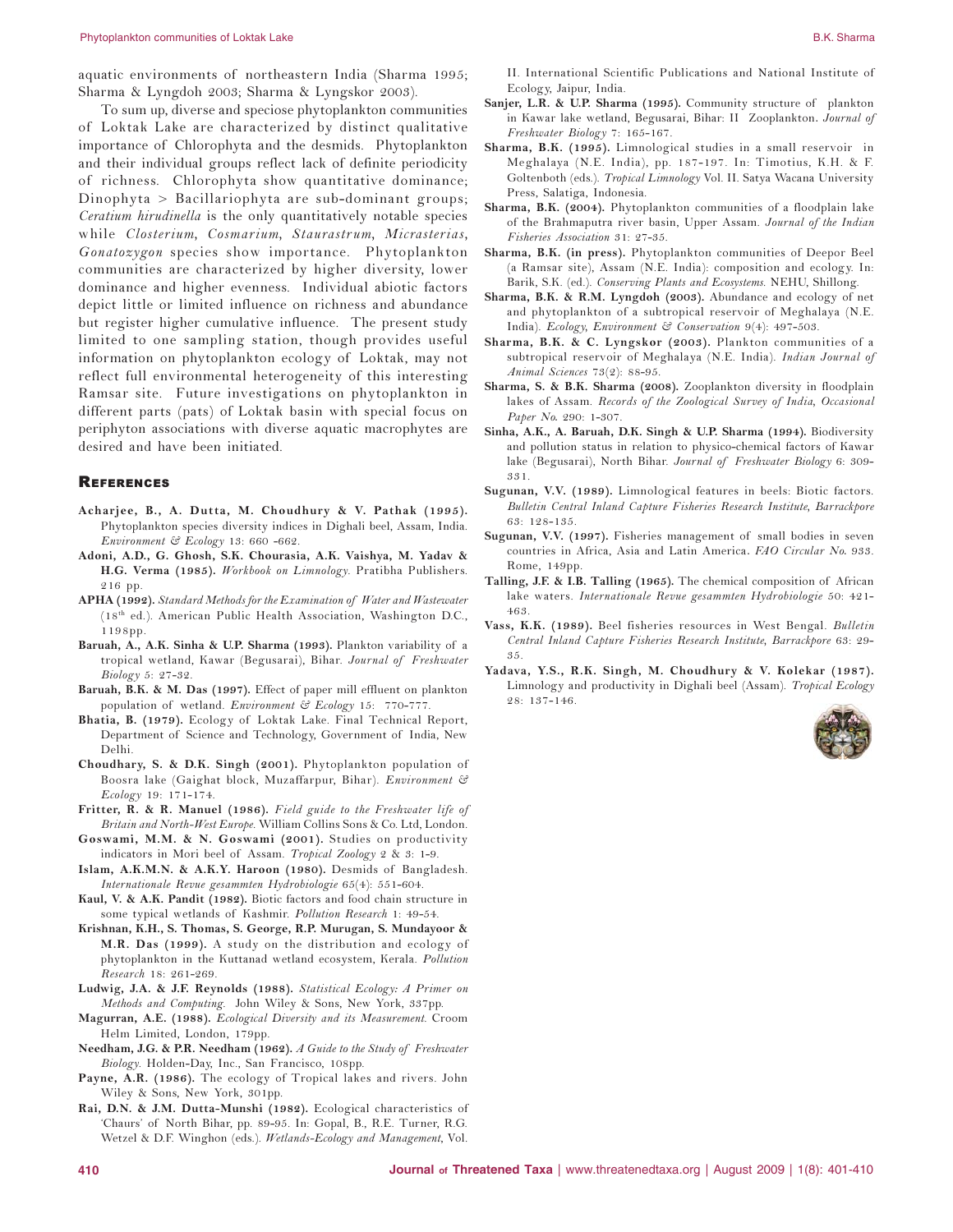aquatic environments of northeastern India (Sharma 1995; Sharma & Lyngdoh 2003; Sharma & Lyngskor 2003).

To sum up, diverse and speciose phytoplankton communities of Loktak Lake are characterized by distinct qualitative importance of Chlorophyta and the desmids. Phytoplankton and their individual groups reflect lack of definite periodicity of richness. Chlorophyta show quantitative dominance; Dinophyta > Bacillariophyta are sub-dominant groups; *Ceratium hirudinella* is the only quantitatively notable species while *Closterium*, *Cosmarium*, *Staurastrum*, *Micrasterias*, *Gonatozygon* species show importance. Phytoplankton communities are characterized by higher diversity, lower dominance and higher evenness. Individual abiotic factors depict little or limited influence on richness and abundance but register higher cumulative influence. The present study limited to one sampling station, though provides useful information on phytoplankton ecology of Loktak, may not reflect full environmental heterogeneity of this interesting Ramsar site. Future investigations on phytoplankton in different parts (pats) of Loktak basin with special focus on periphyton associations with diverse aquatic macrophytes are desired and have been initiated.

## References

**Acharjee, B., A. Dutta, M. Choudhury & V. Pathak (1995).** Phytoplankton species diversity indices in Dighali beel, Assam, India. *Environment & Ecology* 13: 660 -662.

**Adoni, A.D., G. Ghosh, S.K. Chourasia, A.K. Vaishya, M. Yadav & H.G. Verma (1985).** *Workbook on Limnology*. Pratibha Publishers. 216 pp.

**APHA (1992).** *Standard Methods for the Examination of Water and Wastewater* (18th ed.). American Public Health Association, Washington D.C., 1198pp.

**Baruah, A., A.K. Sinha & U.P. Sharma (1993).** Plankton variability of a tropical wetland, Kawar (Begusarai), Bihar. *Journal of Freshwater Biology* 5: 27-32.

**Baruah, B.K. & M. Das (1997).** Effect of paper mill effluent on plankton population of wetland. *Environment & Ecology* 15: 770-777.

**Bhatia, B. (1979).** Ecology of Loktak Lake. Final Technical Report, Department of Science and Technology, Government of India, New Delhi.

**Choudhary, S. & D.K. Singh (2001).** Phytoplankton population of Boosra lake (Gaighat block, Muzaffarpur, Bihar). *Environment & Ecology* 19: 171-174.

**Fritter, R. & R. Manuel (1986).** *Field guide to the Freshwater life of Britain and North-West Europe.* William Collins Sons & Co. Ltd, London.

**Goswami, M.M. & N. Goswami (2001).** Studies on productivity indicators in Mori beel of Assam. *Tropical Zoology* 2 & 3: 1-9.

**Islam, A.K.M.N. & A.K.Y. Haroon (1980).** Desmids of Bangladesh. *Internationale Revue gesammten Hydrobiologie* 65(4): 551-604.

**Kaul, V. & A.K. Pandit (1982).** Biotic factors and food chain structure in some typical wetlands of Kashmir. *Pollution Research* 1: 49-54.

**Krishnan, K.H., S. Thomas, S. George, R.P. Murugan, S. Mundayoor & M.R. Das (1999).** A study on the distribution and ecology of phytoplankton in the Kuttanad wetland ecosystem, Kerala. *Pollution Research* 18: 261-269.

**Ludwig, J.A. & J.F. Reynolds (1988).** *Statistical Ecology: A Primer on Methods and Computing.* John Wiley & Sons, New York, 337pp.

**Magurran, A.E. (1988).** *Ecological Diversity and its Measurement.* Croom Helm Limited, London, 179pp.

**Needham, J.G. & P.R. Needham (1962).** *A Guide to the Study of Freshwater Biology.* Holden-Day, Inc., San Francisco, 108pp.

**Payne, A.R. (1986).** The ecology of Tropical lakes and rivers. John Wiley & Sons, New York, 301pp.

**Rai, D.N. & J.M. Dutta-Munshi (1982).** Ecological characteristics of 'Chaurs' of North Bihar, pp. 89-95. In: Gopal, B., R.E. Turner, R.G. Wetzel & D.F. Winghon (eds.). *Wetlands-Ecology and Management*, Vol. II. International Scientific Publications and National Institute of Ecology, Jaipur, India.

**Sanjer, L.R. & U.P. Sharma (1995).** Community structure of plankton in Kawar lake wetland, Begusarai, Bihar: II Zooplankton. *Journal of Freshwater Biology* 7: 165-167.

**Sharma, B.K. (1995).** Limnological studies in a small reservoir in Meghalaya (N.E. India), pp. 187-197. In: Timotius, K.H. & F. Goltenboth (eds.). *Tropical Limnology* Vol. II. Satya Wacana University Press, Salatiga, Indonesia.

**Sharma, B.K. (2004).** Phytoplankton communities of a floodplain lake of the Brahmaputra river basin, Upper Assam. *Journal of the Indian Fisheries Association* 31: 27-35.

**Sharma, B.K. (in press).** Phytoplankton communities of Deepor Beel (a Ramsar site), Assam (N.E. India): composition and ecology. In: Barik, S.K. (ed.). *Conserving Plants and Ecosystems.* NEHU, Shillong.

**Sharma, B.K. & R.M. Lyngdoh (2003).** Abundance and ecology of net and phytoplankton of a subtropical reservoir of Meghalaya (N.E. India). *Ecology, Environment & Conservation* 9(4): 497-503.

**Sharma, B.K. & C. Lyngskor (2003).** Plankton communities of a subtropical reservoir of Meghalaya (N.E. India). *Indian Journal of Animal Sciences* 73(2): 88-95.

**Sharma, S. & B.K. Sharma (2008).** Zooplankton diversity in floodplain lakes of Assam. *Records of the Zoological Survey of India, Occasional Paper No.* 290: 1-307.

**Sinha, A.K., A. Baruah, D.K. Singh & U.P. Sharma (1994).** Biodiversity and pollution status in relation to physico-chemical factors of Kawar lake (Begusarai), North Bihar. *Journal of Freshwater Biology* 6: 309-331.

**Sugunan, V.V. (1989).** Limnological features in beels: Biotic factors. *Bulletin Central Inland Capture Fisheries Research Institute, Barrackpore* 63: 128-135.

**Sugunan, V.V. (1997).** Fisheries management of small bodies in seven countries in Africa, Asia and Latin America. *FAO Circular No.* 933. Rome, 149pp.

**Talling, J.F. & I.B. Talling (1965).** The chemical composition of African lake waters. *Internationale Revue gesammten Hydrobiologie* 50: 421-463.

**Vass, K.K. (1989).** Beel fisheries resources in West Bengal. *Bulletin Central Inland Capture Fisheries Research Institute, Barrackpore* 63: 29-35.

**Yadava, Y.S., R.K. Singh, M. Choudhury & V. Kolekar (1987).** Limnology and productivity in Dighali beel (Assam). *Tropical Ecology* 28: 137-146.